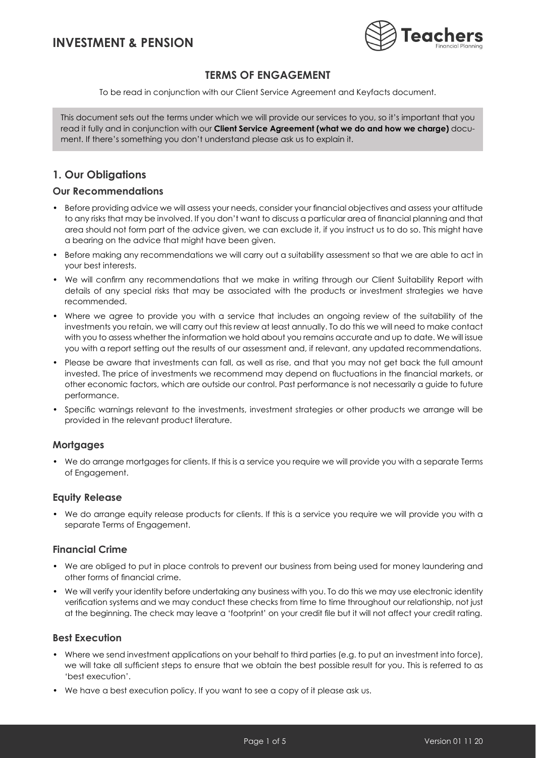# INVESTMENT & PENSION

## TERMS OF ENGAGEMENT

To be read in conjunction with our Client Service Agreement and Keyfacts document.

This document sets out the terms under which we will provide our services to you, so it's important that you read it fully and in conjunction with our **Client Service Agreement (what we do and how we charge)** document. If there's something you don't understand please ask us to explain it.

## 1. Our Obligations

### Our Recommendations

- Before providing advice we will assess your needs, consider your financial objectives and assess your attitude to any risks that may be involved. If you don't want to discuss a particular area of financial planning and that area should not form part of the advice given, we can exclude it, if you instruct us to do so. This might have a bearing on the advice that might have been given.
- Before making any recommendations we will carry out a suitability assessment so that we are able to act in your best interests.
- We will confirm any recommendations that we make in writing through our Client Suitability Report with details of any special risks that may be associated with the products or investment strategies we have recommended.
- Where we agree to provide you with a service that includes an ongoing review of the suitability of the investments you retain, we will carry out this review at least annually. To do this we will need to make contact with you to assess whether the information we hold about you remains accurate and up to date. We will issue you with a report setting out the results of our assessment and, if relevant, any updated recommendations.
- Please be aware that investments can fall, as well as rise, and that you may not get back the full amount invested. The price of investments we recommend may depend on fluctuations in the financial markets, or other economic factors, which are outside our control. Past performance is not necessarily a guide to future performance.
- Specific warnings relevant to the investments, investment strategies or other products we arrange will be provided in the relevant product literature.

### Mortgages

- We do arrange mortgages for clients. If this is a service you require we will provide you with a separate Terms of Engagement.

### Equity Release

- We do arrange equity release products for clients. If this is a service you require we will provide you with a separate Terms of Engagement.

### Financial Crime

- We are obliged to put in place controls to prevent our business from being used for money laundering and other forms of financial crime.
- We will verify your identity before undertaking any business with you. To do this we may use electronic identity verification systems and we may conduct these checks from time to time throughout our relationship, not just at the beginning. The check may leave a 'footprint' on your credit file but it will not affect your credit rating.

### Best Execution

- Where we send investment applications on your behalf to third parties (e.g. to put an investment into force), we will take all sufficient steps to ensure that we obtain the best possible result for you. This is referred to as 'best execution'.
- We have a best execution policy. If you want to see a copy of it please ask us.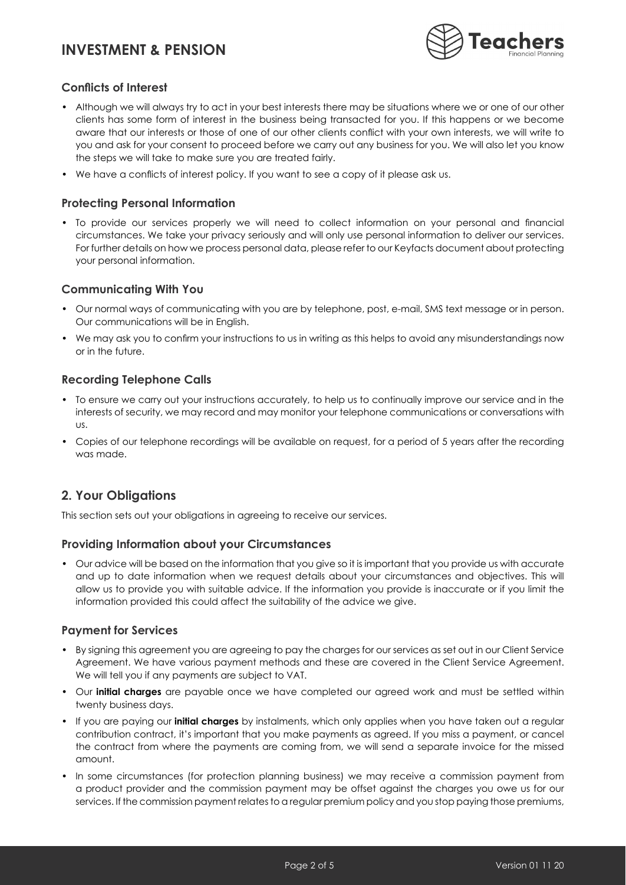### Conflicts of Interest

- Although we will always try to act in your best interests there may be situations where we or one of our other clients has some form of interest in the business being transacted for you. If this happens or we become aware that our interests or those of one of our other clients conflict with your own interests, we will write to you and ask for your consent to proceed before we carry out any business for you. We will also let you know the steps we will take to make sure you are treated fairly.
- We have a conflicts of interest policy. If you want to see a copy of it please ask us.

### Protecting Personal Information

- To provide our services properly we will need to collect information on your personal and financial circumstances. We take your privacy seriously and will only use personal information to deliver our services. For further details on how we process personal data, please refer to our Keyfacts document about protecting your personal information.

### Communicating With You

- Our normal ways of communicating with you are by telephone, post, e-mail, SMS text message or in person. Our communications will be in English.
- We may ask you to confirm your instructions to us in writing as this helps to avoid any misunderstandings now or in the future.

### Recording Telephone Calls

- To ensure we carry out your instructions accurately, to help us to continually improve our service and in the interests of security, we may record and may monitor your telephone communications or conversations with us.
- Copies of our telephone recordings will be available on request, for a period of 5 years after the recording was made.

## 2. Your Obligations

This section sets out your obligations in agreeing to receive our services.

### Providing Information about your Circumstances

- Our advice will be based on the information that you give so it is important that you provide us with accurate and up to date information when we request details about your circumstances and objectives. This will allow us to provide you with suitable advice. If the information you provide is inaccurate or if you limit the information provided this could affect the suitability of the advice we give.

### Payment for Services

- By signing this agreement you are agreeing to pay the charges for our services as set out in our Client Service Agreement. We have various payment methods and these are covered in the Client Service Agreement. We will tell you if any payments are subject to VAT.
- Our **initial charges** are payable once we have completed our agreed work and must be settled within twenty business days.
- If you are paying our **initial charges** by instalments, which only applies when you have taken out a regular contribution contract, it's important that you make payments as agreed. If you miss a payment, or cancel the contract from where the payments are coming from, we will send a separate invoice for the missed amount.
- In some circumstances (for protection planning business) we may receive a commission payment from a product provider and the commission payment may be offset against the charges you owe us for our services. If the commission payment relates to a regular premium policy and you stop paying those premiums,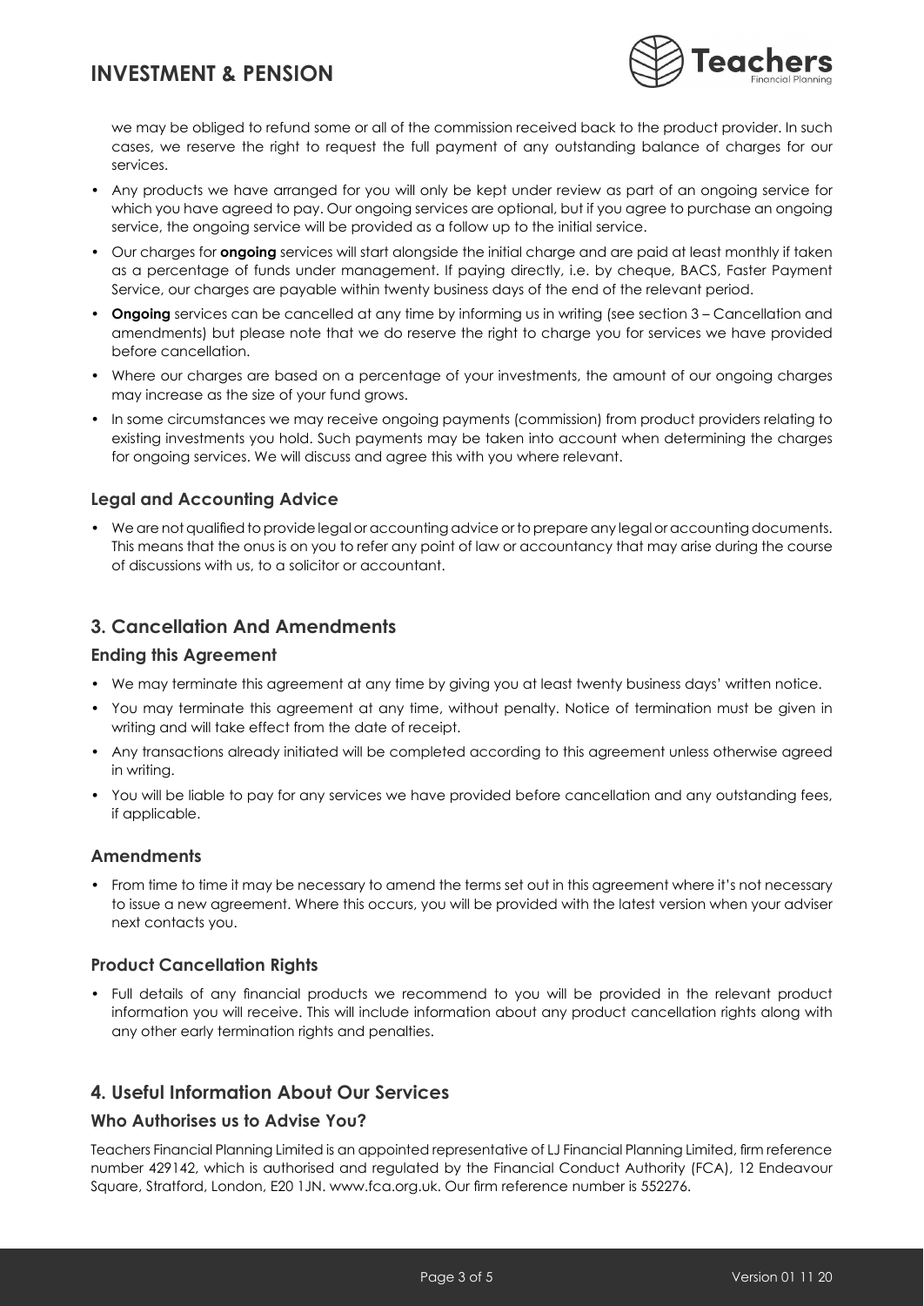we may be obliged to refund some or all of the commission received back to the product provider. In such cases, we reserve the right to request the full payment of any outstanding balance of charges for our services.

- Any products we have arranged for you will only be kept under review as part of an ongoing service for which you have agreed to pay. Our ongoing services are optional, but if you agree to purchase an ongoing service, the ongoing service will be provided as a follow up to the initial service.
- Our charges for **ongoing** services will start alongside the initial charge and are paid at least monthly if taken as a percentage of funds under management. If paying directly, i.e. by cheque, BACS, Faster Payment Service, our charges are payable within twenty business days of the end of the relevant period.
- **Ongoing** services can be cancelled at any time by informing us in writing (see section 3 – Cancellation and amendments) but please note that we do reserve the right to charge you for services we have provided before cancellation.
- Where our charges are based on a percentage of your investments, the amount of our ongoing charges may increase as the size of your fund grows.
- In some circumstances we may receive ongoing payments (commission) from product providers relating to existing investments you hold. Such payments may be taken into account when determining the charges for ongoing services. We will discuss and agree this with you where relevant.

### Legal and Accounting Advice

- We are not qualified to provide legal or accounting advice or to prepare any legal or accounting documents. This means that the onus is on you to refer any point of law or accountancy that may arise during the course of discussions with us, to a solicitor or accountant.

## 3. Cancellation And Amendments

### Ending this Agreement

- We may terminate this agreement at any time by giving you at least twenty business days' written notice.
- You may terminate this agreement at any time, without penalty. Notice of termination must be given in writing and will take effect from the date of receipt.
- Any transactions already initiated will be completed according to this agreement unless otherwise agreed in writing.
- You will be liable to pay for any services we have provided before cancellation and any outstanding fees, if applicable.

### Amendments

- From time to time it may be necessary to amend the terms set out in this agreement where it's not necessary to issue a new agreement. Where this occurs, you will be provided with the latest version when your adviser next contacts you.

### Product Cancellation Rights

- Full details of any financial products we recommend to you will be provided in the relevant product information you will receive. This will include information about any product cancellation rights along with any other early termination rights and penalties.

## 4. Useful Information About Our Services

### Who Authorises us to Advise You?

Teachers Financial Planning Limited is an appointed representative of LJ Financial Planning Limited, firm reference number 429142, which is authorised and regulated by the Financial Conduct Authority (FCA), 12 Endeavour Square, Stratford, London, E20 1JN. www.fca.org.uk. Our firm reference number is 552276.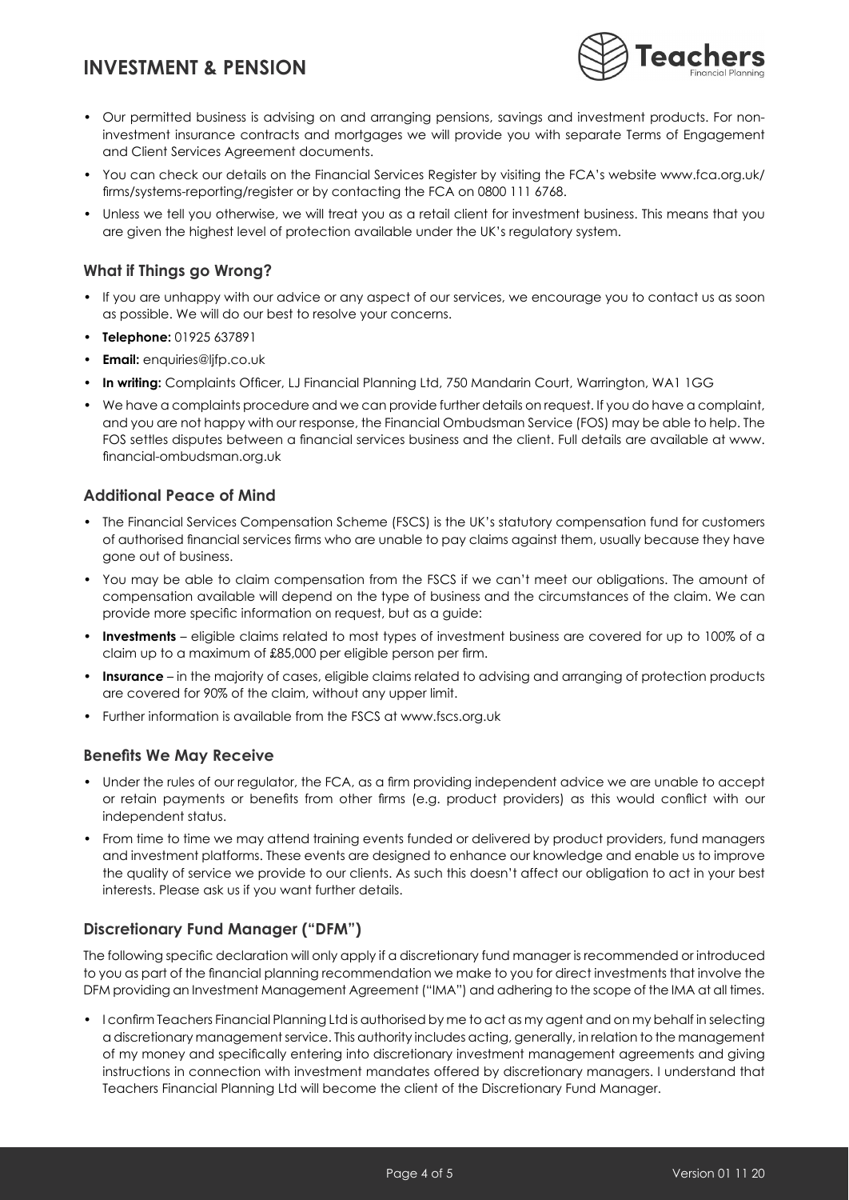- Our permitted business is advising on and arranging pensions, savings and investment products. For non-investment insurance contracts and mortgages we will provide you with separate Terms of Engagement and Client Services Agreement documents.
- You can check our details on the Financial Services Register by visiting the FCA's website www.fca.org.uk/firms/systems-reporting/register or by contacting the FCA on 0800 111 6768.
- Unless we tell you otherwise, we will treat you as a retail client for investment business. This means that you are given the highest level of protection available under the UK's regulatory system.

## What if Things go Wrong?

- If you are unhappy with our advice or any aspect of our services, we encourage you to contact us as soon as possible. We will do our best to resolve your concerns.
- **Telephone:** 01925 637891
- **Email:** enquiries@ljfp.co.uk
- **In writing:** Complaints Officer, LJ Financial Planning Ltd, 750 Mandarin Court, Warrington, WA1 1GG
- We have a complaints procedure and we can provide further details on request. If you do have a complaint, and you are not happy with our response, the Financial Ombudsman Service (FOS) may be able to help. The FOS settles disputes between a financial services business and the client. Full details are available at www.financial-ombudsman.org.uk

## Additional Peace of Mind

- The Financial Services Compensation Scheme (FSCS) is the UK's statutory compensation fund for customers of authorised financial services firms who are unable to pay claims against them, usually because they have gone out of business.
- You may be able to claim compensation from the FSCS if we can't meet our obligations. The amount of compensation available will depend on the type of business and the circumstances of the claim. We can provide more specific information on request, but as a guide:
- **Investments** – eligible claims related to most types of investment business are covered for up to 100% of a claim up to a maximum of £85,000 per eligible person per firm.
- **Insurance** – in the majority of cases, eligible claims related to advising and arranging of protection products are covered for 90% of the claim, without any upper limit.
- Further information is available from the FSCS at www.fscs.org.uk

## Benefits We May Receive

- Under the rules of our regulator, the FCA, as a firm providing independent advice we are unable to accept or retain payments or benefits from other firms (e.g. product providers) as this would conflict with our independent status.
- From time to time we may attend training events funded or delivered by product providers, fund managers and investment platforms. These events are designed to enhance our knowledge and enable us to improve the quality of service we provide to our clients. As such this doesn't affect our obligation to act in your best interests. Please ask us if you want further details.

## Discretionary Fund Manager ("DFM")

The following specific declaration will only apply if a discretionary fund manager is recommended or introduced to you as part of the financial planning recommendation we make to you for direct investments that involve the DFM providing an Investment Management Agreement ("IMA") and adhering to the scope of the IMA at all times.

- I confirm Teachers Financial Planning Ltd is authorised by me to act as my agent and on my behalf in selecting a discretionary management service. This authority includes acting, generally, in relation to the management of my money and specifically entering into discretionary investment management agreements and giving instructions in connection with investment mandates offered by discretionary managers. I understand that Teachers Financial Planning Ltd will become the client of the Discretionary Fund Manager.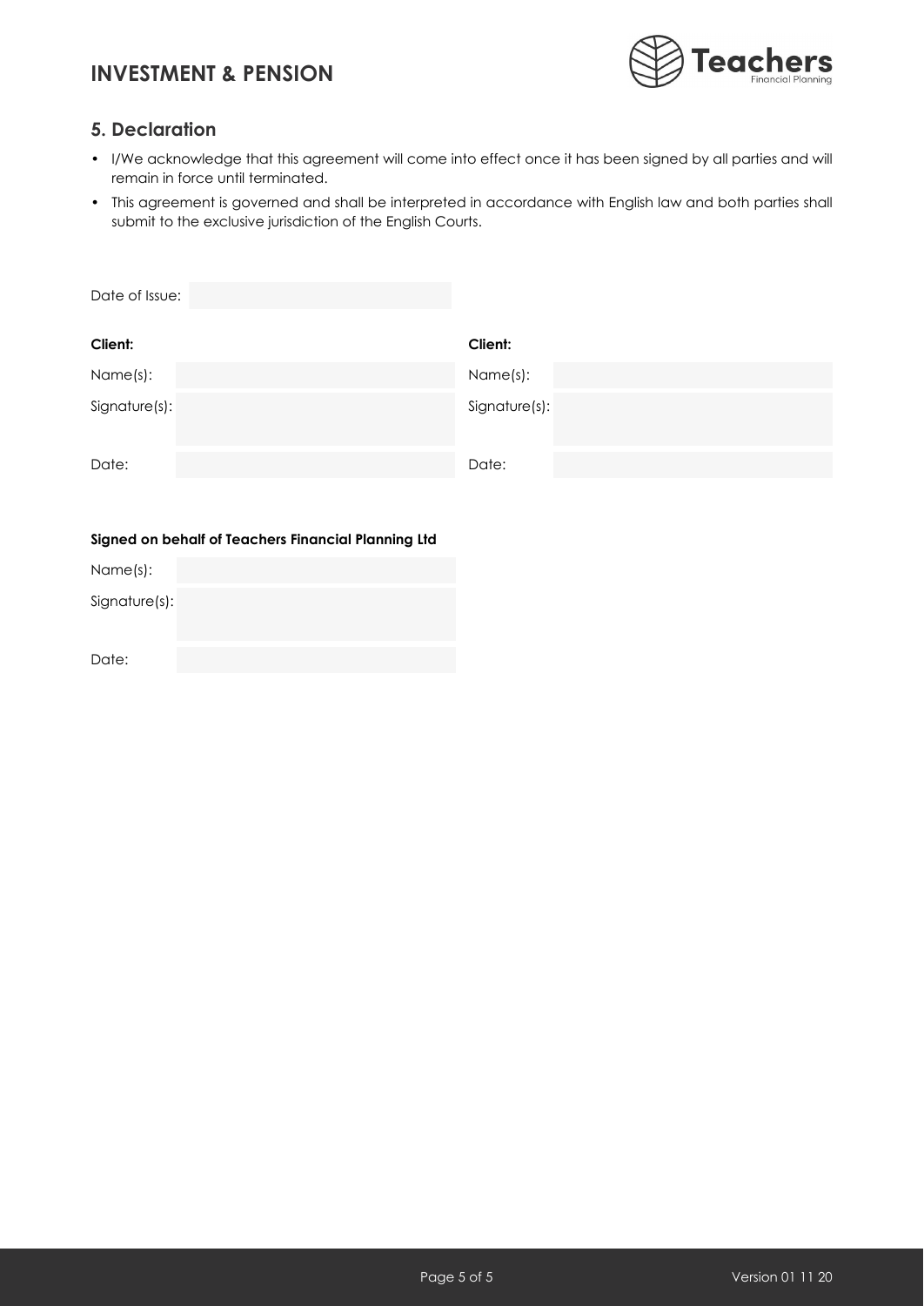## 5. Declaration

- I/We acknowledge that this agreement will come into effect once it has been signed by all parties and will remain in force until terminated.
- This agreement is governed and shall be interpreted in accordance with English law and both parties shall submit to the exclusive jurisdiction of the English Courts.

Date of Issue:

| **Client:** | | **Client:** | |
|---|---|---|---|
| Name(s): | | Name(s): | |
| Signature(s): | | Signature(s): | |
| Date: | | Date: | |

**Signed on behalf of Teachers Financial Planning Ltd**

| | |
|---|---|
| Name(s): | |
| Signature(s): | |
| Date: | |